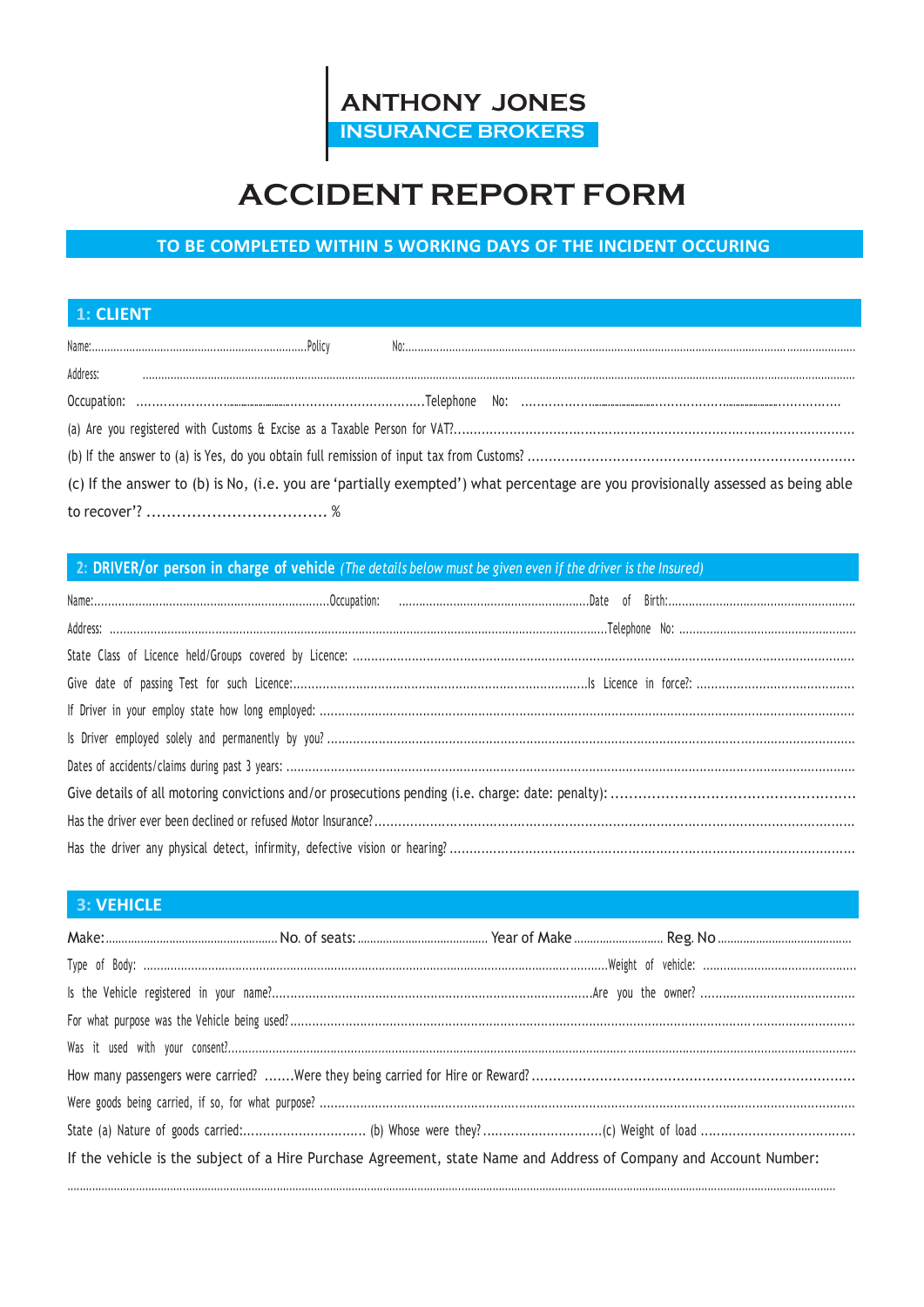**ANTHONY JONES**
**INSURANCE BROKERS**

# ACCIDENT REPORT FORM

**TO BE COMPLETED WITHIN 5 WORKING DAYS OF THE INCIDENT OCCURING**

## 1: CLIENT

Name:........................................................................Policy No:..........................................................................................................................................................

Address: ..............................................................................................................................................................................................................................

Occupation: ........................................................................Telephone No: ..............................................................................

(a) Are you registered with Customs & Excise as a Taxable Person for VAT?...........................................................................................

(b) If the answer to (a) is Yes, do you obtain full remission of input tax from Customs? ..............................................................................

(c) If the answer to (b) is No, (i.e. you are 'partially exempted') what percentage are you provisionally assessed as being able to recover'? ..................................... %

## 2: DRIVER/or person in charge of vehicle *(The details below must be given even if the driver is the Insured)*

Name:........................................................................Occupation: ........................................................Date of Birth:........................................................

Address: ..........................................................................................................................................................Telephone No: ....................................................

State Class of Licence held/Groups covered by Licence: ..........................................................................................................................................

Give date of passing Test for such Licence:..............................................................................Is Licence in force?: ...........................................

If Driver in your employ state how long employed: ..................................................................................................................................................

Is Driver employed solely and permanently by you? .................................................................................................................................................

Dates of accidents/claims during past 3 years: .........................................................................................................................................................

Give details of all motoring convictions and/or prosecutions pending (i.e. charge: date: penalty): ........................................................

Has the driver ever been declined or refused Motor Insurance? ..............................................................................................................................

Has the driver any physical detect, infirmity, defective vision or hearing? ...............................................................................................................

## 3: VEHICLE

Make:........................................................No. of seats:.........................................Year of Make ............................Reg. No ..........................................

Type of Body: ..........................................................................................................................................Weight of vehicle: ...........................................

Is the Vehicle registered in your name?.................................................................................Are you the owner? ..........................................

For what purpose was the Vehicle being used? .........................................................................................................................................................

Was it used with your consent?..................................................................................................................................................................................

How many passengers were carried? .......Were they being carried for Hire or Reward? ..........................................................................

Were goods being carried, if so, for what purpose? ...................................................................................................................................................

State (a) Nature of goods carried:............................... (b) Whose were they? ..............................(c) Weight of load .......................................

If the vehicle is the subject of a Hire Purchase Agreement, state Name and Address of Company and Account Number:

.....................................................................................................................................................................................................................................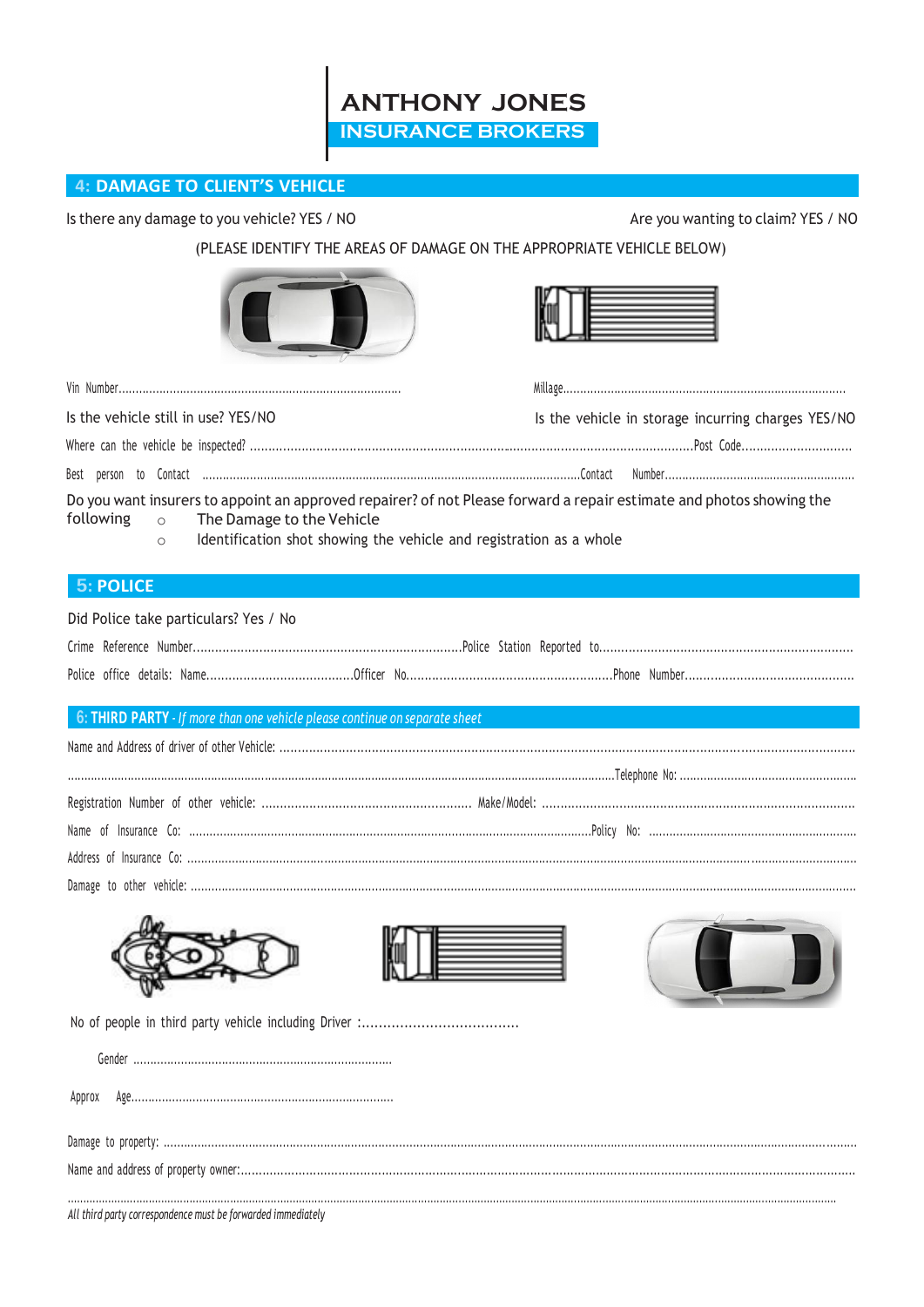**ANTHONY JONES**
**INSURANCE BROKERS**

## 4: DAMAGE TO CLIENT'S VEHICLE

Is there any damage to you vehicle? YES / NO

Are you wanting to claim? YES / NO

(PLEASE IDENTIFY THE AREAS OF DAMAGE ON THE APPROPRIATE VEHICLE BELOW)

Vin Number..................................................................................

Millage..................................................................................

Is the vehicle still in use? YES/NO

Is the vehicle in storage incurring charges YES/NO

Where can the vehicle be inspected? ..................................................................................................................................Post Code..............................

Best person to Contact ...............................................................................................................Contact Number.........................................................

Do you want insurers to appoint an approved repairer? of not Please forward a repair estimate and photos showing the following

- The Damage to the Vehicle
- Identification shot showing the vehicle and registration as a whole

## 5: POLICE

Did Police take particulars? Yes / No

Crime Reference Number.........................................................................Police Station Reported to.....................................................................

Police office details: Name........................................Officer No........................................................Phone Number..............................................

## 6: THIRD PARTY - *If more than one vehicle please continue on separate sheet*

Name and Address of driver of other Vehicle: ..................................................................................................................................................

...................................................................................................................................................................Telephone No: ....................................................

Registration Number of other vehicle: ......................................................... Make/Model: .....................................................................................

Name of Insurance Co: ................................................................................................................Policy No: ..............................................................

Address of Insurance Co: ....................................................................................................................................................................................................

Damage to other vehicle: .....................................................................................................................................................................................................

No of people in third party vehicle including Driver :.....................................

Gender ............................................................................

Approx Age.............................................................................

Damage to property: ...........................................................................................................................................................................................................

Name and address of property owner:.................................................................................................................................................................................

..............................................................................................................................................................................................................................................

*All third party correspondence must be forwarded immediately*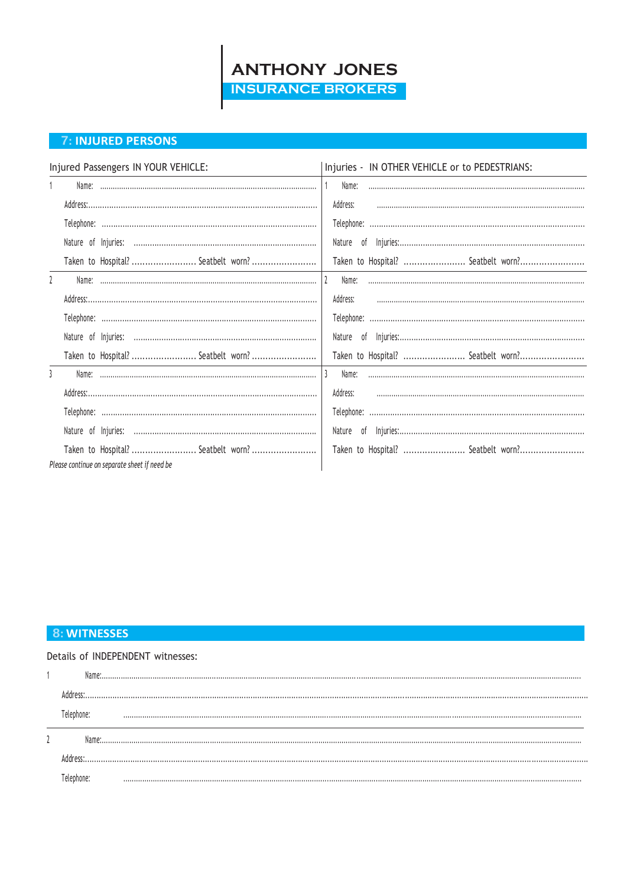**ANTHONY JONES**
**INSURANCE BROKERS**

## 7: INJURED PERSONS

| Injured Passengers IN YOUR VEHICLE: | Injuries - IN OTHER VEHICLE or to PEDESTRIANS: |
|---|---|
| 1 Name: ................................ | 1 Name: ................................ |
| Address:................................ | Address: ................................ |
| Telephone: ................................ | Telephone: ................................ |
| Nature of Injuries: ................................ | Nature of Injuries:................................ |
| Taken to Hospital? ........................ Seatbelt worn? ........................ | Taken to Hospital? ........................ Seatbelt worn?........................ |
| 2 Name: ................................ | 2 Name: ................................ |
| Address:................................ | Address: ................................ |
| Telephone: ................................ | Telephone: ................................ |
| Nature of Injuries: ................................ | Nature of Injuries:................................ |
| Taken to Hospital? ........................ Seatbelt worn? ........................ | Taken to Hospital? ........................ Seatbelt worn?........................ |
| 3 Name: ................................ | 3 Name: ................................ |
| Address:................................ | Address: ................................ |
| Telephone: ................................ | Telephone: ................................ |
| Nature of Injuries: ................................ | Nature of Injuries:................................ |
| Taken to Hospital? ........................ Seatbelt worn? ........................ | Taken to Hospital? ........................ Seatbelt worn?........................ |

*Please continue on separate sheet if need be*

## 8: WITNESSES

Details of INDEPENDENT witnesses:

1 Name:................................................................

Address:................................................................

Telephone: ................................................................

2 Name:................................................................

Address:................................................................

Telephone: ................................................................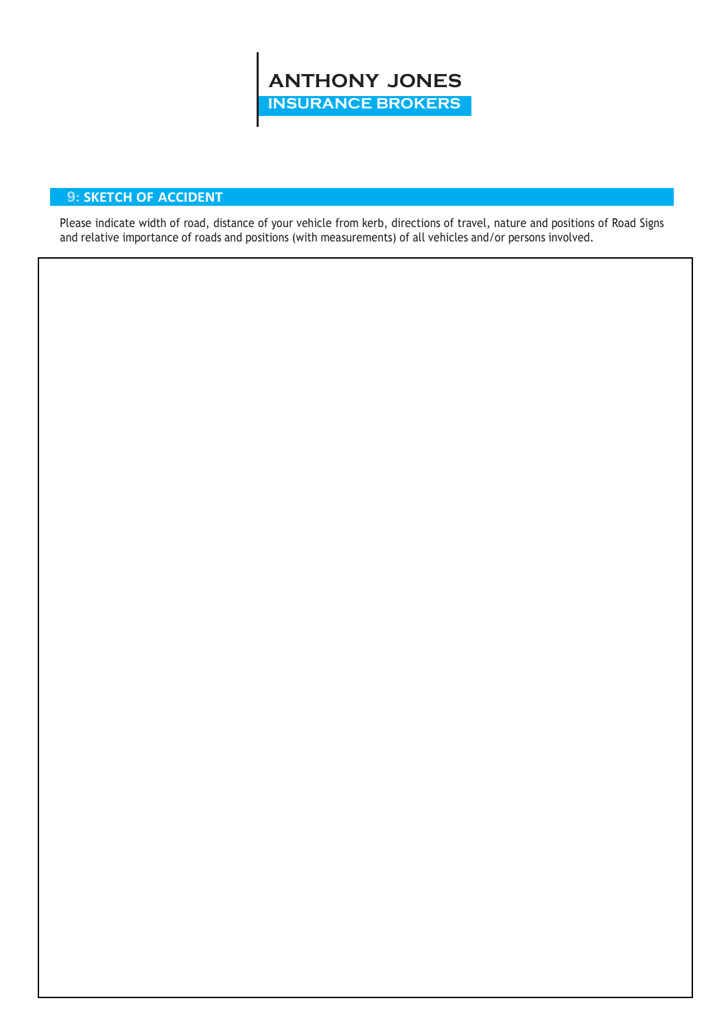**ANTHONY JONES**
**INSURANCE BROKERS**

## 9: SKETCH OF ACCIDENT

Please indicate width of road, distance of your vehicle from kerb, directions of travel, nature and positions of Road Signs and relative importance of roads and positions (with measurements) of all vehicles and/or persons involved.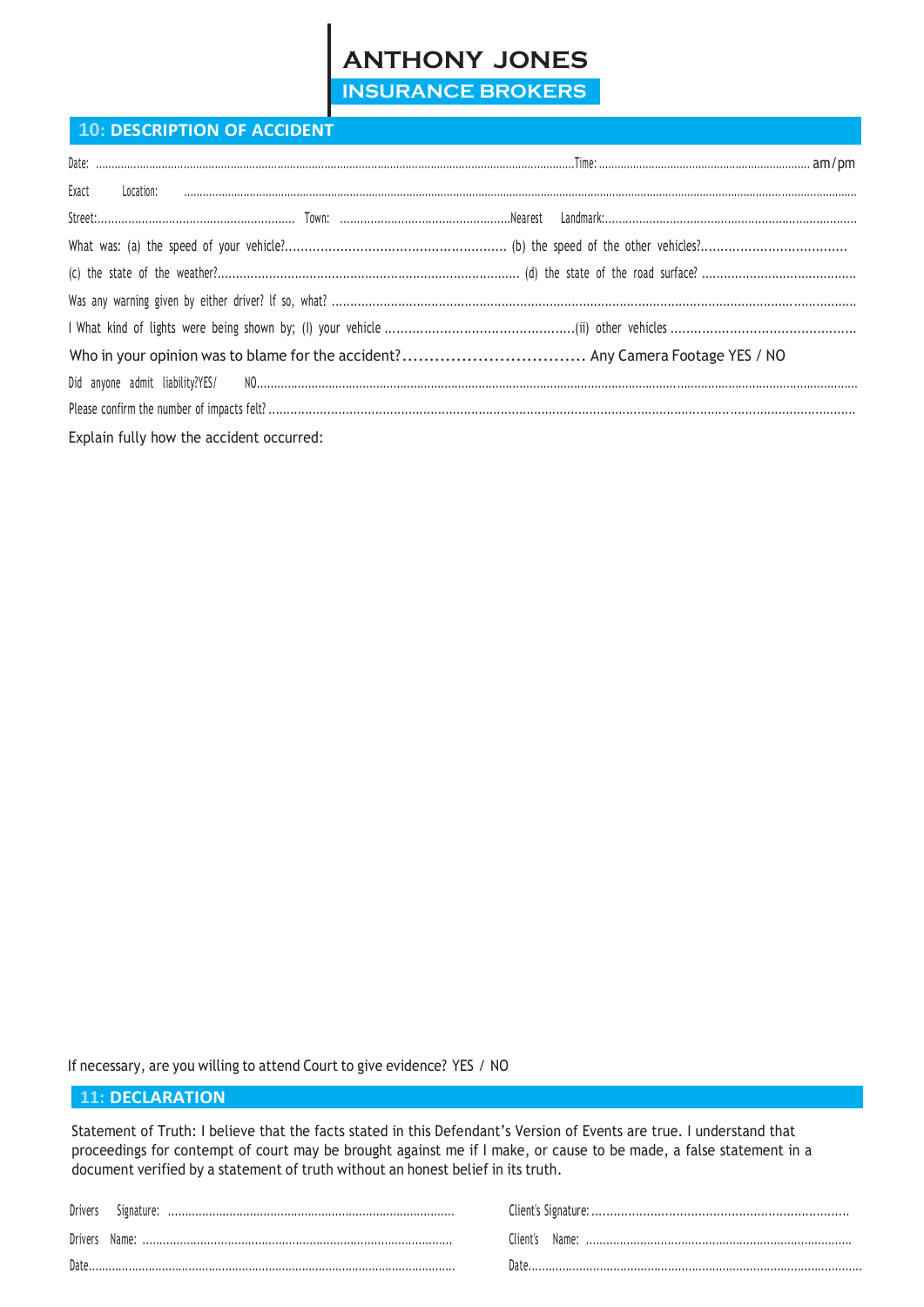# ANTHONY JONES
## INSURANCE BROKERS

## 10: DESCRIPTION OF ACCIDENT

Date: .................................................................................................................................................Time: .................................................................. am/pm

Exact Location: ....................................................................................................................................................................................................

Street:.......................................................... Town: ..................................................Nearest Landmark:...........................................................................

What was: (a) the speed of your vehicle?...................................................... (b) the speed of the other vehicles?....................................

(c) the state of the weather?................................................................................. (d) the state of the road surface? ..........................................

Was any warning given by either driver? If so, what? ..............................................................................................................................................

I What kind of lights were being shown by; (I) your vehicle ................................................(ii) other vehicles ...............................................

Who in your opinion was to blame for the accident?.................................. Any Camera Footage YES / NO

Did anyone admit liability?YES/ NO.......................................................................................................................................................................

Please confirm the number of impacts felt? ..............................................................................................................................................................

Explain fully how the accident occurred:

If necessary, are you willing to attend Court to give evidence? YES / NO

## 11: DECLARATION

Statement of Truth: I believe that the facts stated in this Defendant's Version of Events are true. I understand that proceedings for contempt of court may be brought against me if I make, or cause to be made, a false statement in a document verified by a statement of truth without an honest belief in its truth.

Drivers Signature: ....................................................................................

Drivers Name: .........................................................................................

Date.............................................................................................................

Client's Signature:......................................................................

Client's Name: ............................................................................

Date..................................................................................................